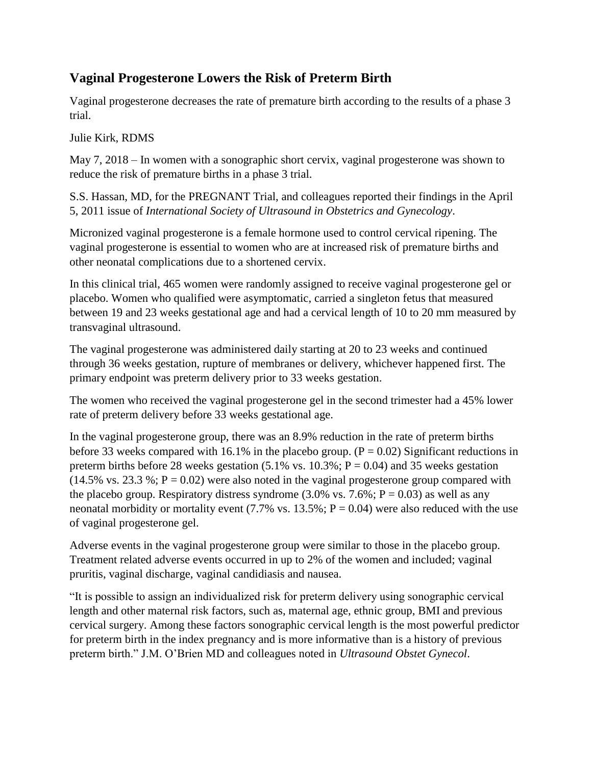## Vaginal Progesterone Lowers the Risk of Preterm Birth

Vaginal progesterone decreases the rate of premature birth according to the results of a phase 3 trial.

Julie Kirk, RDMS

May 7, 2018 – In women with a sonographic short cervix, vaginal progesterone was shown to reduce the risk of premature births in a phase 3 trial.

S.S. Hassan, MD, for the PREGNANT Trial, and colleagues reported their findings in the April 5, 2011 issue of *International Society of Ultrasound in Obstetrics and Gynecology*.

Micronized vaginal progesterone is a female hormone used to control cervical ripening. The vaginal progesterone is essential to women who are at increased risk of premature births and other neonatal complications due to a shortened cervix.

In this clinical trial, 465 women were randomly assigned to receive vaginal progesterone gel or placebo. Women who qualified were asymptomatic, carried a singleton fetus that measured between 19 and 23 weeks gestational age and had a cervical length of 10 to 20 mm measured by transvaginal ultrasound.

The vaginal progesterone was administered daily starting at 20 to 23 weeks and continued through 36 weeks gestation, rupture of membranes or delivery, whichever happened first. The primary endpoint was preterm delivery prior to 33 weeks gestation.

The women who received the vaginal progesterone gel in the second trimester had a 45% lower rate of preterm delivery before 33 weeks gestational age.

In the vaginal progesterone group, there was an 8.9% reduction in the rate of preterm births before 33 weeks compared with 16.1% in the placebo group. ($P = 0.02$) Significant reductions in preterm births before 28 weeks gestation (5.1% vs. 10.3%; $P = 0.04$) and 35 weeks gestation (14.5% vs. 23.3 %; $P = 0.02$) were also noted in the vaginal progesterone group compared with the placebo group. Respiratory distress syndrome (3.0% vs. 7.6%; $P = 0.03$) as well as any neonatal morbidity or mortality event (7.7% vs. 13.5%; $P = 0.04$) were also reduced with the use of vaginal progesterone gel.

Adverse events in the vaginal progesterone group were similar to those in the placebo group. Treatment related adverse events occurred in up to 2% of the women and included; vaginal pruritis, vaginal discharge, vaginal candidiasis and nausea.

"It is possible to assign an individualized risk for preterm delivery using sonographic cervical length and other maternal risk factors, such as, maternal age, ethnic group, BMI and previous cervical surgery. Among these factors sonographic cervical length is the most powerful predictor for preterm birth in the index pregnancy and is more informative than is a history of previous preterm birth." J.M. O'Brien MD and colleagues noted in *Ultrasound Obstet Gynecol*.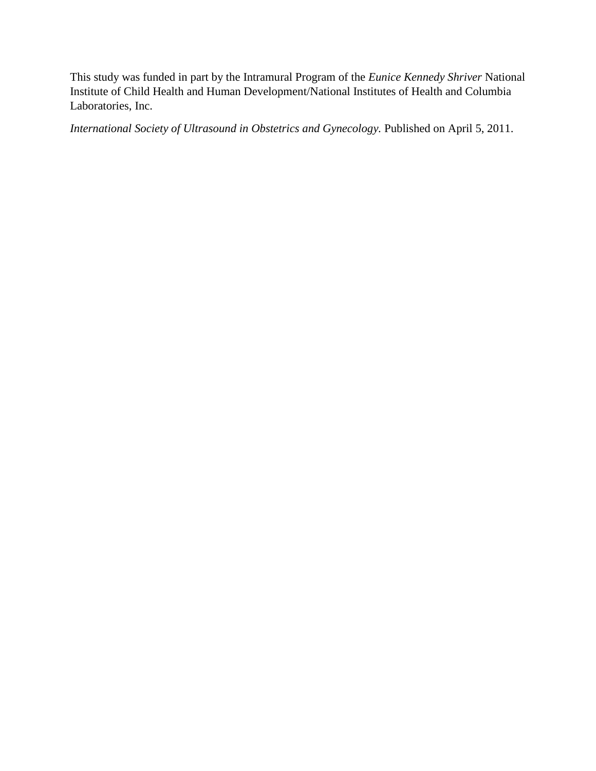This study was funded in part by the Intramural Program of the *Eunice Kennedy Shriver* National Institute of Child Health and Human Development/National Institutes of Health and Columbia Laboratories, Inc.

*International Society of Ultrasound in Obstetrics and Gynecology.* Published on April 5, 2011.